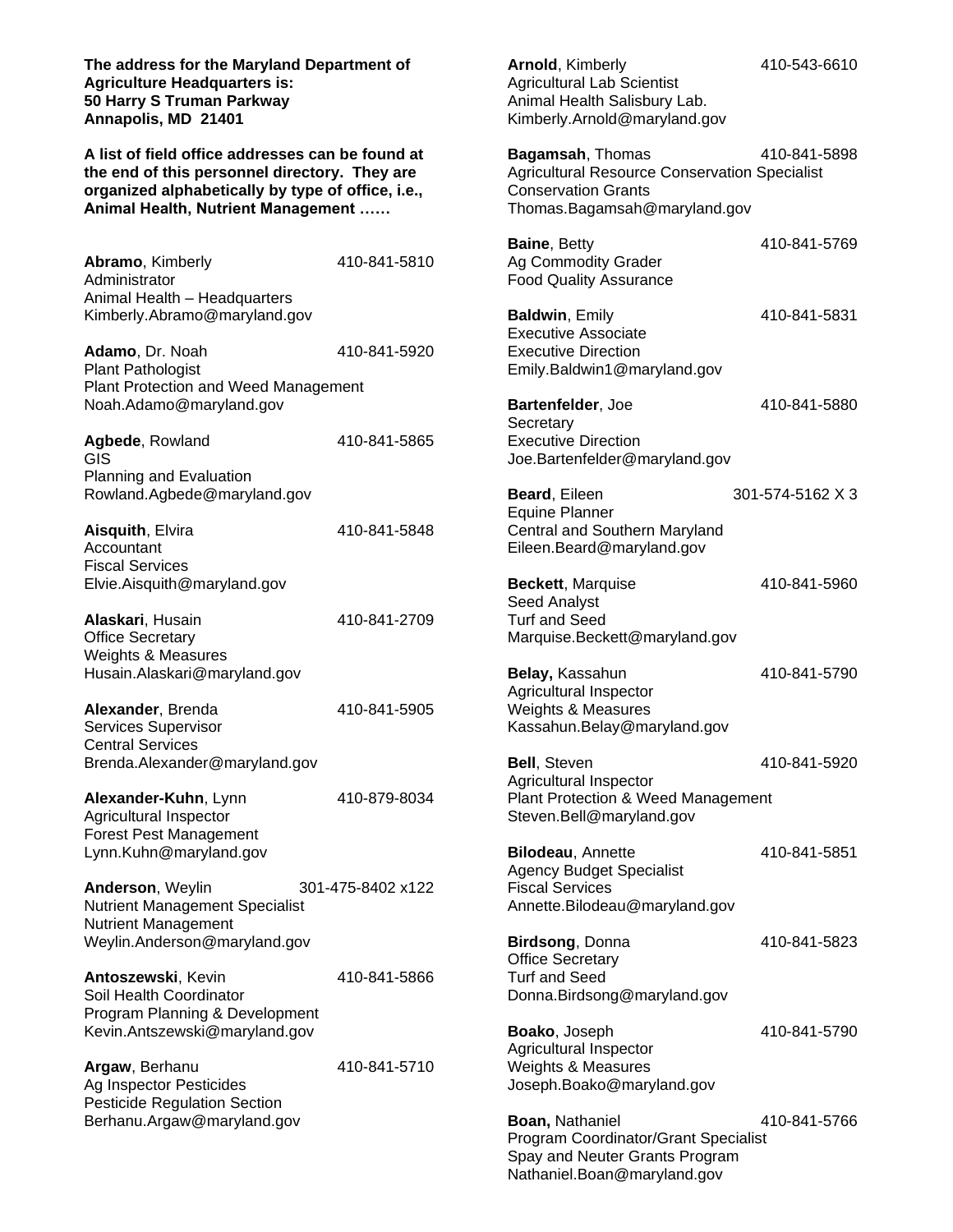**The address for the Maryland Department of Agriculture Headquarters is:**
**50 Harry S Truman Parkway**
**Annapolis, MD 21401**

**A list of field office addresses can be found at the end of this personnel directory. They are organized alphabetically by type of office, i.e., Animal Health, Nutrient Management ……**

**Abramo**, Kimberly 410-841-5810
Administrator
Animal Health – Headquarters
Kimberly.Abramo@maryland.gov

**Adamo**, Dr. Noah 410-841-5920
Plant Pathologist
Plant Protection and Weed Management
Noah.Adamo@maryland.gov

**Agbede**, Rowland 410-841-5865
GIS
Planning and Evaluation
Rowland.Agbede@maryland.gov

**Aisquith**, Elvira 410-841-5848
Accountant
Fiscal Services
Elvie.Aisquith@maryland.gov

**Alaskari**, Husain 410-841-2709
Office Secretary
Weights & Measures
Husain.Alaskari@maryland.gov

**Alexander**, Brenda 410-841-5905
Services Supervisor
Central Services
Brenda.Alexander@maryland.gov

**Alexander-Kuhn**, Lynn 410-879-8034
Agricultural Inspector
Forest Pest Management
Lynn.Kuhn@maryland.gov

**Anderson**, Weylin 301-475-8402 x122
Nutrient Management Specialist
Nutrient Management
Weylin.Anderson@maryland.gov

**Antoszewski**, Kevin 410-841-5866
Soil Health Coordinator
Program Planning & Development
Kevin.Antszewski@maryland.gov

**Argaw**, Berhanu 410-841-5710
Ag Inspector Pesticides
Pesticide Regulation Section
Berhanu.Argaw@maryland.gov

**Arnold**, Kimberly 410-543-6610
Agricultural Lab Scientist
Animal Health Salisbury Lab.
Kimberly.Arnold@maryland.gov

**Bagamsah**, Thomas 410-841-5898
Agricultural Resource Conservation Specialist
Conservation Grants
Thomas.Bagamsah@maryland.gov

**Baine**, Betty 410-841-5769
Ag Commodity Grader
Food Quality Assurance

**Baldwin**, Emily 410-841-5831
Executive Associate
Executive Direction
Emily.Baldwin1@maryland.gov

**Bartenfelder**, Joe 410-841-5880
Secretary
Executive Direction
Joe.Bartenfelder@maryland.gov

**Beard**, Eileen 301-574-5162 X 3
Equine Planner
Central and Southern Maryland
Eileen.Beard@maryland.gov

**Beckett**, Marquise 410-841-5960
Seed Analyst
Turf and Seed
Marquise.Beckett@maryland.gov

**Belay,** Kassahun 410-841-5790
Agricultural Inspector
Weights & Measures
Kassahun.Belay@maryland.gov

**Bell**, Steven 410-841-5920
Agricultural Inspector
Plant Protection & Weed Management
Steven.Bell@maryland.gov

**Bilodeau**, Annette 410-841-5851
Agency Budget Specialist
Fiscal Services
Annette.Bilodeau@maryland.gov

**Birdsong**, Donna 410-841-5823
Office Secretary
Turf and Seed
Donna.Birdsong@maryland.gov

**Boako**, Joseph 410-841-5790
Agricultural Inspector
Weights & Measures
Joseph.Boako@maryland.gov

**Boan,** Nathaniel 410-841-5766
Program Coordinator/Grant Specialist
Spay and Neuter Grants Program
Nathaniel.Boan@maryland.gov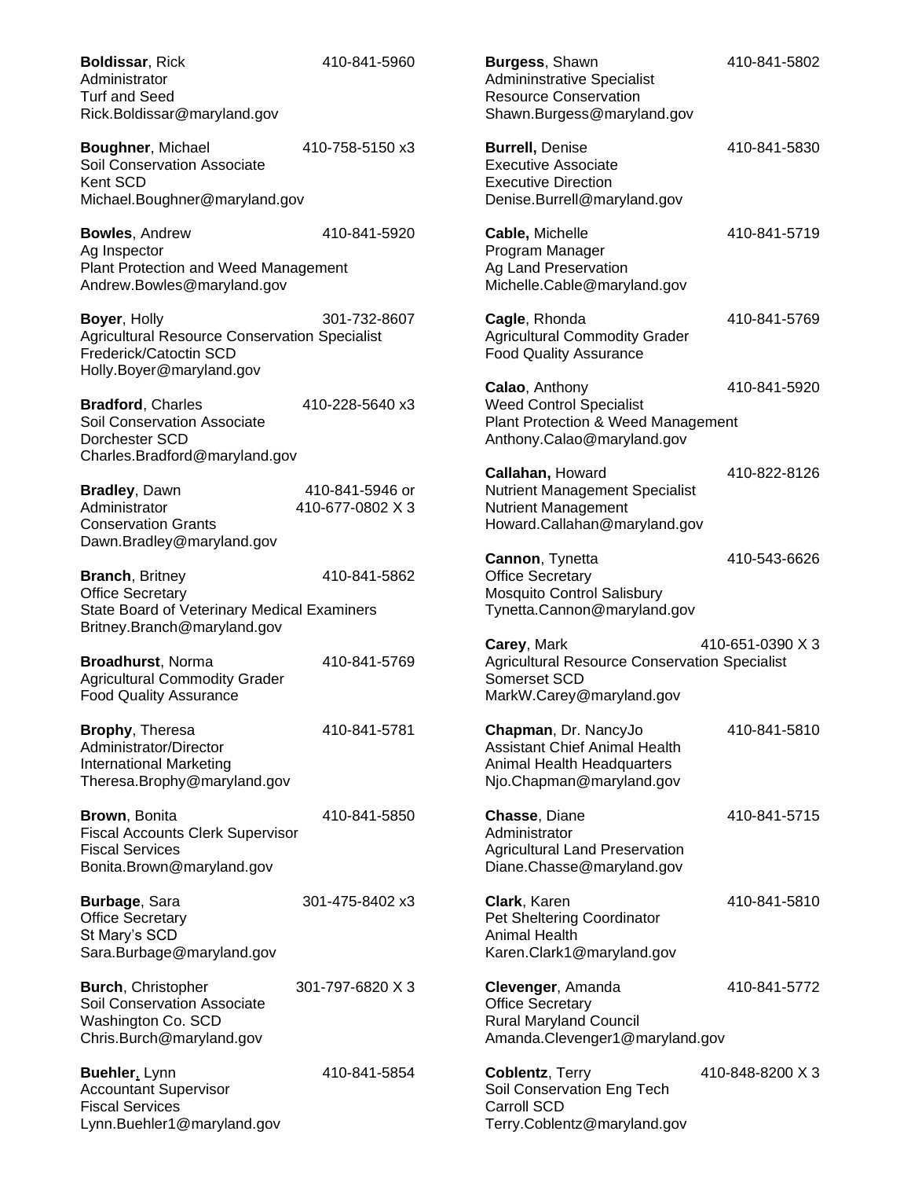**Boldissar**, Rick 410-841-5960
Administrator
Turf and Seed
Rick.Boldissar@maryland.gov

**Boughner**, Michael 410-758-5150 x3
Soil Conservation Associate
Kent SCD
Michael.Boughner@maryland.gov

**Bowles**, Andrew 410-841-5920
Ag Inspector
Plant Protection and Weed Management
Andrew.Bowles@maryland.gov

**Boyer**, Holly 301-732-8607
Agricultural Resource Conservation Specialist
Frederick/Catoctin SCD
Holly.Boyer@maryland.gov

**Bradford**, Charles 410-228-5640 x3
Soil Conservation Associate
Dorchester SCD
Charles.Bradford@maryland.gov

**Bradley**, Dawn 410-841-5946 or 410-677-0802 X 3
Administrator
Conservation Grants
Dawn.Bradley@maryland.gov

**Branch**, Britney 410-841-5862
Office Secretary
State Board of Veterinary Medical Examiners
Britney.Branch@maryland.gov

**Broadhurst**, Norma 410-841-5769
Agricultural Commodity Grader
Food Quality Assurance

**Brophy**, Theresa 410-841-5781
Administrator/Director
International Marketing
Theresa.Brophy@maryland.gov

**Brown**, Bonita 410-841-5850
Fiscal Accounts Clerk Supervisor
Fiscal Services
Bonita.Brown@maryland.gov

**Burbage**, Sara 301-475-8402 x3
Office Secretary
St Mary's SCD
Sara.Burbage@maryland.gov

**Burch**, Christopher 301-797-6820 X 3
Soil Conservation Associate
Washington Co. SCD
Chris.Burch@maryland.gov

**Buehler**, Lynn 410-841-5854
Accountant Supervisor
Fiscal Services
Lynn.Buehler1@maryland.gov

**Burgess**, Shawn 410-841-5802
Admininstrative Specialist
Resource Conservation
Shawn.Burgess@maryland.gov

**Burrell,** Denise 410-841-5830
Executive Associate
Executive Direction
Denise.Burrell@maryland.gov

**Cable,** Michelle 410-841-5719
Program Manager
Ag Land Preservation
Michelle.Cable@maryland.gov

**Cagle**, Rhonda 410-841-5769
Agricultural Commodity Grader
Food Quality Assurance

**Calao**, Anthony 410-841-5920
Weed Control Specialist
Plant Protection & Weed Management
Anthony.Calao@maryland.gov

**Callahan,** Howard 410-822-8126
Nutrient Management Specialist
Nutrient Management
Howard.Callahan@maryland.gov

**Cannon**, Tynetta 410-543-6626
Office Secretary
Mosquito Control Salisbury
Tynetta.Cannon@maryland.gov

**Carey**, Mark 410-651-0390 X 3
Agricultural Resource Conservation Specialist
Somerset SCD
MarkW.Carey@maryland.gov

**Chapman**, Dr. NancyJo 410-841-5810
Assistant Chief Animal Health
Animal Health Headquarters
Njo.Chapman@maryland.gov

**Chasse**, Diane 410-841-5715
Administrator
Agricultural Land Preservation
Diane.Chasse@maryland.gov

**Clark**, Karen 410-841-5810
Pet Sheltering Coordinator
Animal Health
Karen.Clark1@maryland.gov

**Clevenger**, Amanda 410-841-5772
Office Secretary
Rural Maryland Council
Amanda.Clevenger1@maryland.gov

**Coblentz**, Terry 410-848-8200 X 3
Soil Conservation Eng Tech
Carroll SCD
Terry.Coblentz@maryland.gov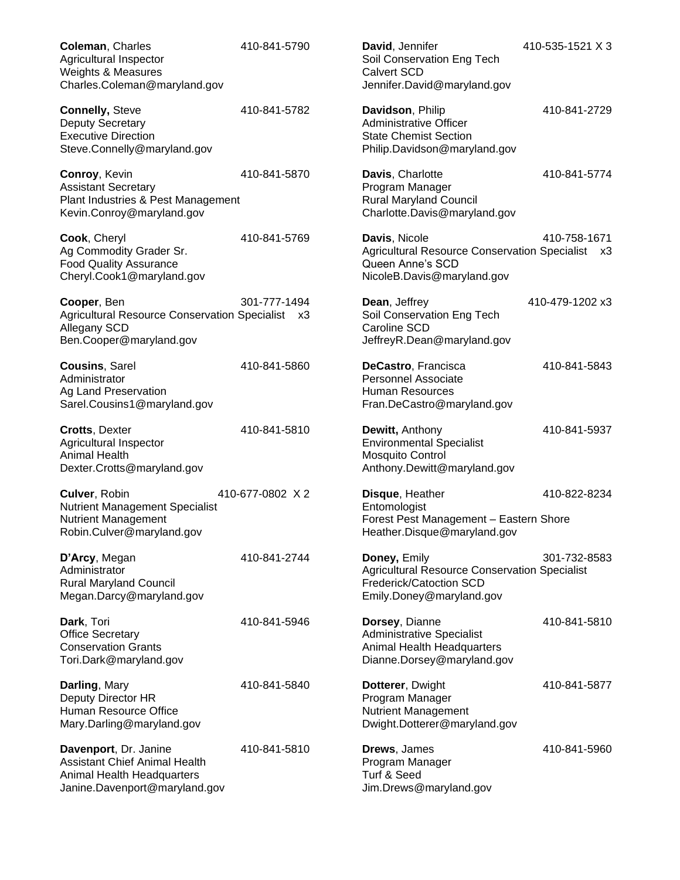**Coleman**, Charles 410-841-5790
Agricultural Inspector
Weights & Measures
Charles.Coleman@maryland.gov

**Connelly,** Steve 410-841-5782
Deputy Secretary
Executive Direction
Steve.Connelly@maryland.gov

**Conroy**, Kevin 410-841-5870
Assistant Secretary
Plant Industries & Pest Management
Kevin.Conroy@maryland.gov

**Cook**, Cheryl 410-841-5769
Ag Commodity Grader Sr.
Food Quality Assurance
Cheryl.Cook1@maryland.gov

**Cooper**, Ben 301-777-1494 x3
Agricultural Resource Conservation Specialist
Allegany SCD
Ben.Cooper@maryland.gov

**Cousins**, Sarel 410-841-5860
Administrator
Ag Land Preservation
Sarel.Cousins1@maryland.gov

**Crotts**, Dexter 410-841-5810
Agricultural Inspector
Animal Health
Dexter.Crotts@maryland.gov

**Culver**, Robin 410-677-0802 X 2
Nutrient Management Specialist
Nutrient Management
Robin.Culver@maryland.gov

**D'Arcy**, Megan 410-841-2744
Administrator
Rural Maryland Council
Megan.Darcy@maryland.gov

**Dark**, Tori 410-841-5946
Office Secretary
Conservation Grants
Tori.Dark@maryland.gov

**Darling**, Mary 410-841-5840
Deputy Director HR
Human Resource Office
Mary.Darling@maryland.gov

**Davenport**, Dr. Janine 410-841-5810
Assistant Chief Animal Health
Animal Health Headquarters
Janine.Davenport@maryland.gov

**David**, Jennifer 410-535-1521 X 3
Soil Conservation Eng Tech
Calvert SCD
Jennifer.David@maryland.gov

**Davidson**, Philip 410-841-2729
Administrative Officer
State Chemist Section
Philip.Davidson@maryland.gov

**Davis**, Charlotte 410-841-5774
Program Manager
Rural Maryland Council
Charlotte.Davis@maryland.gov

**Davis**, Nicole 410-758-1671 x3
Agricultural Resource Conservation Specialist
Queen Anne's SCD
NicoleB.Davis@maryland.gov

**Dean**, Jeffrey 410-479-1202 x3
Soil Conservation Eng Tech
Caroline SCD
JeffreyR.Dean@maryland.gov

**DeCastro**, Francisca 410-841-5843
Personnel Associate
Human Resources
Fran.DeCastro@maryland.gov

**Dewitt,** Anthony 410-841-5937
Environmental Specialist
Mosquito Control
Anthony.Dewitt@maryland.gov

**Disque**, Heather 410-822-8234
Entomologist
Forest Pest Management – Eastern Shore
Heather.Disque@maryland.gov

**Doney,** Emily 301-732-8583
Agricultural Resource Conservation Specialist
Frederick/Catoction SCD
Emily.Doney@maryland.gov

**Dorsey**, Dianne 410-841-5810
Administrative Specialist
Animal Health Headquarters
Dianne.Dorsey@maryland.gov

**Dotterer**, Dwight 410-841-5877
Program Manager
Nutrient Management
Dwight.Dotterer@maryland.gov

**Drews**, James 410-841-5960
Program Manager
Turf & Seed
Jim.Drews@maryland.gov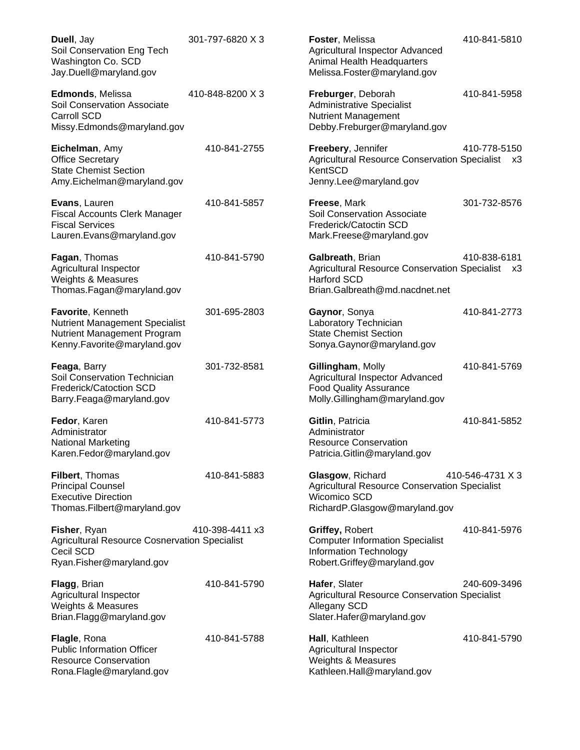**Duell**, Jay
301-797-6820 X 3
Soil Conservation Eng Tech
Washington Co. SCD
Jay.Duell@maryland.gov

**Edmonds**, Melissa
410-848-8200 X 3
Soil Conservation Associate
Carroll SCD
Missy.Edmonds@maryland.gov

**Eichelman**, Amy
410-841-2755
Office Secretary
State Chemist Section
Amy.Eichelman@maryland.gov

**Evans**, Lauren
410-841-5857
Fiscal Accounts Clerk Manager
Fiscal Services
Lauren.Evans@maryland.gov

**Fagan**, Thomas
410-841-5790
Agricultural Inspector
Weights & Measures
Thomas.Fagan@maryland.gov

**Favorite**, Kenneth
301-695-2803
Nutrient Management Specialist
Nutrient Management Program
Kenny.Favorite@maryland.gov

**Feaga**, Barry
301-732-8581
Soil Conservation Technician
Frederick/Catoction SCD
Barry.Feaga@maryland.gov

**Fedor**, Karen
410-841-5773
Administrator
National Marketing
Karen.Fedor@maryland.gov

**Filbert**, Thomas
410-841-5883
Principal Counsel
Executive Direction
Thomas.Filbert@maryland.gov

**Fisher**, Ryan
410-398-4411 x3
Agricultural Resource Cosnervation Specialist
Cecil SCD
Ryan.Fisher@maryland.gov

**Flagg**, Brian
410-841-5790
Agricultural Inspector
Weights & Measures
Brian.Flagg@maryland.gov

**Flagle**, Rona
410-841-5788
Public Information Officer
Resource Conservation
Rona.Flagle@maryland.gov

**Foster**, Melissa
410-841-5810
Agricultural Inspector Advanced
Animal Health Headquarters
Melissa.Foster@maryland.gov

**Freburger**, Deborah
410-841-5958
Administrative Specialist
Nutrient Management
Debby.Freburger@maryland.gov

**Freebery**, Jennifer
410-778-5150 x3
Agricultural Resource Conservation Specialist
KentSCD
Jenny.Lee@maryland.gov

**Freese**, Mark
301-732-8576
Soil Conservation Associate
Frederick/Catoctin SCD
Mark.Freese@maryland.gov

**Galbreath**, Brian
410-838-6181 x3
Agricultural Resource Conservation Specialist
Harford SCD
Brian.Galbreath@md.nacdnet.net

**Gaynor**, Sonya
410-841-2773
Laboratory Technician
State Chemist Section
Sonya.Gaynor@maryland.gov

**Gillingham**, Molly
410-841-5769
Agricultural Inspector Advanced
Food Quality Assurance
Molly.Gillingham@maryland.gov

**Gitlin**, Patricia
410-841-5852
Administrator
Resource Conservation
Patricia.Gitlin@maryland.gov

**Glasgow**, Richard
410-546-4731 X 3
Agricultural Resource Conservation Specialist
Wicomico SCD
RichardP.Glasgow@maryland.gov

**Griffey,** Robert
410-841-5976
Computer Information Specialist
Information Technology
Robert.Griffey@maryland.gov

**Hafer**, Slater
240-609-3496
Agricultural Resource Conservation Specialist
Allegany SCD
Slater.Hafer@maryland.gov

**Hall**, Kathleen
410-841-5790
Agricultural Inspector
Weights & Measures
Kathleen.Hall@maryland.gov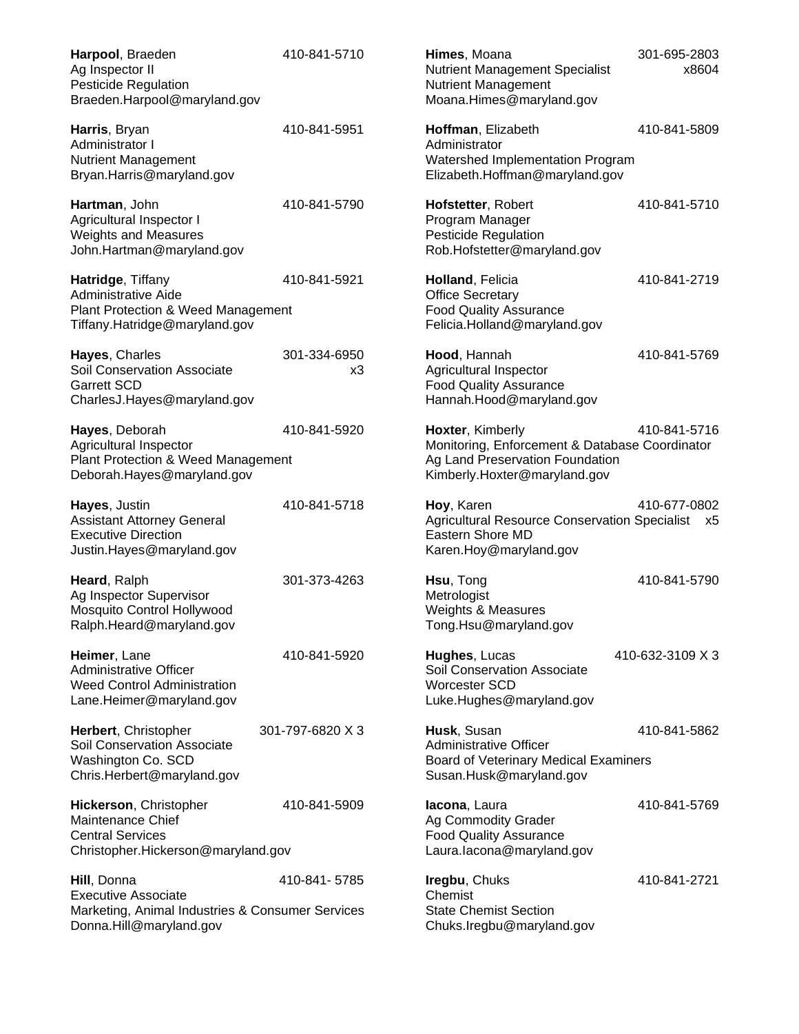**Harpool**, Braeden 410-841-5710
Ag Inspector II
Pesticide Regulation
Braeden.Harpool@maryland.gov

**Harris**, Bryan 410-841-5951
Administrator I
Nutrient Management
Bryan.Harris@maryland.gov

**Hartman**, John 410-841-5790
Agricultural Inspector I
Weights and Measures
John.Hartman@maryland.gov

**Hatridge**, Tiffany 410-841-5921
Administrative Aide
Plant Protection & Weed Management
Tiffany.Hatridge@maryland.gov

**Hayes**, Charles 301-334-6950 x3
Soil Conservation Associate
Garrett SCD
CharlesJ.Hayes@maryland.gov

**Hayes**, Deborah 410-841-5920
Agricultural Inspector
Plant Protection & Weed Management
Deborah.Hayes@maryland.gov

**Hayes**, Justin 410-841-5718
Assistant Attorney General
Executive Direction
Justin.Hayes@maryland.gov

**Heard**, Ralph 301-373-4263
Ag Inspector Supervisor
Mosquito Control Hollywood
Ralph.Heard@maryland.gov

**Heimer**, Lane 410-841-5920
Administrative Officer
Weed Control Administration
Lane.Heimer@maryland.gov

**Herbert**, Christopher 301-797-6820 X 3
Soil Conservation Associate
Washington Co. SCD
Chris.Herbert@maryland.gov

**Hickerson**, Christopher 410-841-5909
Maintenance Chief
Central Services
Christopher.Hickerson@maryland.gov

**Hill**, Donna 410-841- 5785
Executive Associate
Marketing, Animal Industries & Consumer Services
Donna.Hill@maryland.gov

**Himes**, Moana 301-695-2803 x8604
Nutrient Management Specialist
Nutrient Management
Moana.Himes@maryland.gov

**Hoffman**, Elizabeth 410-841-5809
Administrator
Watershed Implementation Program
Elizabeth.Hoffman@maryland.gov

**Hofstetter**, Robert 410-841-5710
Program Manager
Pesticide Regulation
Rob.Hofstetter@maryland.gov

**Holland**, Felicia 410-841-2719
Office Secretary
Food Quality Assurance
Felicia.Holland@maryland.gov

**Hood**, Hannah 410-841-5769
Agricultural Inspector
Food Quality Assurance
Hannah.Hood@maryland.gov

**Hoxter**, Kimberly 410-841-5716
Monitoring, Enforcement & Database Coordinator
Ag Land Preservation Foundation
Kimberly.Hoxter@maryland.gov

**Hoy**, Karen 410-677-0802 x5
Agricultural Resource Conservation Specialist
Eastern Shore MD
Karen.Hoy@maryland.gov

**Hsu**, Tong 410-841-5790
Metrologist
Weights & Measures
Tong.Hsu@maryland.gov

**Hughes**, Lucas 410-632-3109 X 3
Soil Conservation Associate
Worcester SCD
Luke.Hughes@maryland.gov

**Husk**, Susan 410-841-5862
Administrative Officer
Board of Veterinary Medical Examiners
Susan.Husk@maryland.gov

**Iacona**, Laura 410-841-5769
Ag Commodity Grader
Food Quality Assurance
Laura.Iacona@maryland.gov

**Iregbu**, Chuks 410-841-2721
Chemist
State Chemist Section
Chuks.Iregbu@maryland.gov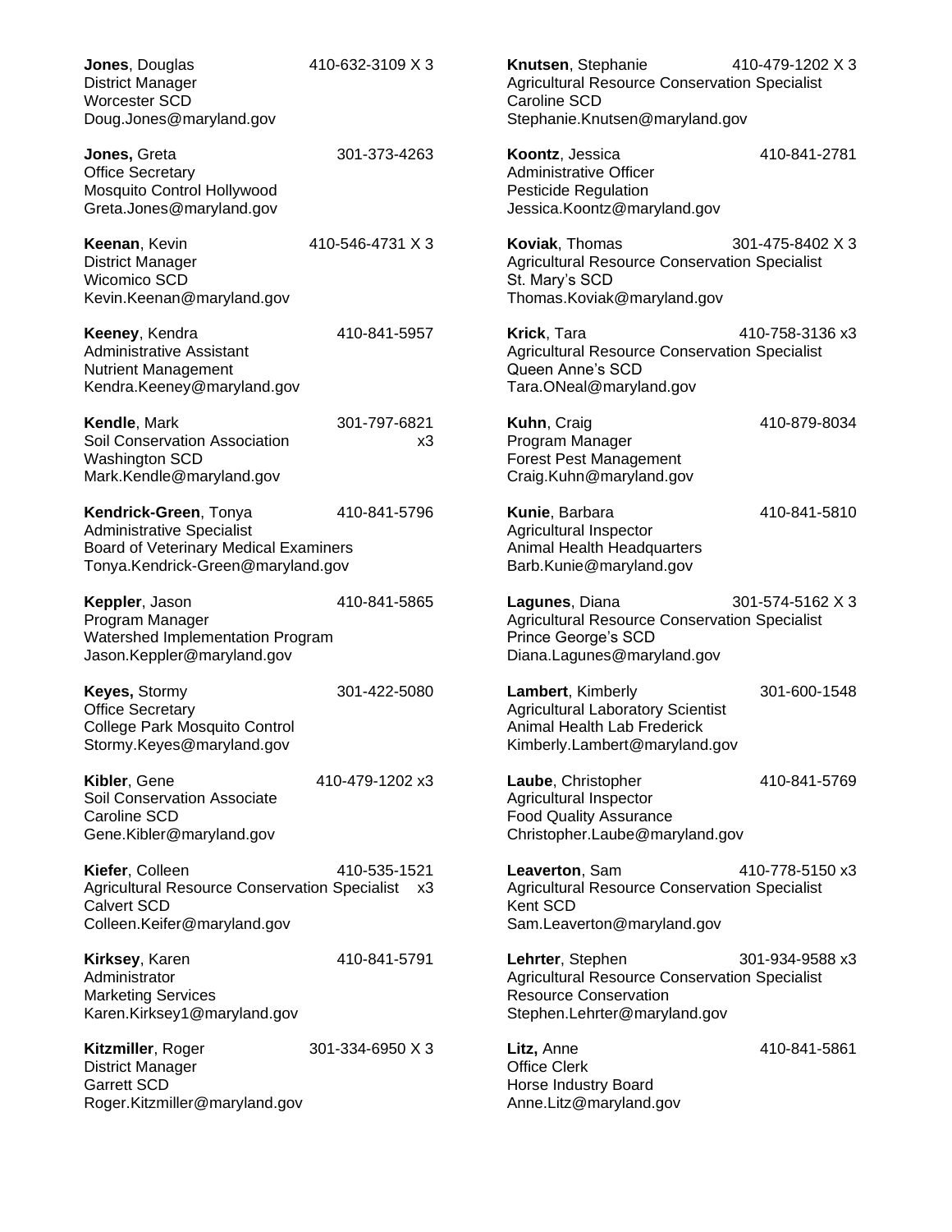**Jones**, Douglas 410-632-3109 X 3
District Manager
Worcester SCD
Doug.Jones@maryland.gov

**Jones,** Greta 301-373-4263
Office Secretary
Mosquito Control Hollywood
Greta.Jones@maryland.gov

**Keenan**, Kevin 410-546-4731 X 3
District Manager
Wicomico SCD
Kevin.Keenan@maryland.gov

**Keeney**, Kendra 410-841-5957
Administrative Assistant
Nutrient Management
Kendra.Keeney@maryland.gov

**Kendle**, Mark 301-797-6821 x3
Soil Conservation Association
Washington SCD
Mark.Kendle@maryland.gov

**Kendrick-Green**, Tonya 410-841-5796
Administrative Specialist
Board of Veterinary Medical Examiners
Tonya.Kendrick-Green@maryland.gov

**Keppler**, Jason 410-841-5865
Program Manager
Watershed Implementation Program
Jason.Keppler@maryland.gov

**Keyes,** Stormy 301-422-5080
Office Secretary
College Park Mosquito Control
Stormy.Keyes@maryland.gov

**Kibler**, Gene 410-479-1202 x3
Soil Conservation Associate
Caroline SCD
Gene.Kibler@maryland.gov

**Kiefer**, Colleen 410-535-1521 x3
Agricultural Resource Conservation Specialist
Calvert SCD
Colleen.Keifer@maryland.gov

**Kirksey**, Karen 410-841-5791
Administrator
Marketing Services
Karen.Kirksey1@maryland.gov

**Kitzmiller**, Roger 301-334-6950 X 3
District Manager
Garrett SCD
Roger.Kitzmiller@maryland.gov

**Knutsen**, Stephanie 410-479-1202 X 3
Agricultural Resource Conservation Specialist
Caroline SCD
Stephanie.Knutsen@maryland.gov

**Koontz**, Jessica 410-841-2781
Administrative Officer
Pesticide Regulation
Jessica.Koontz@maryland.gov

**Koviak**, Thomas 301-475-8402 X 3
Agricultural Resource Conservation Specialist
St. Mary's SCD
Thomas.Koviak@maryland.gov

**Krick**, Tara 410-758-3136 x3
Agricultural Resource Conservation Specialist
Queen Anne's SCD
Tara.ONeal@maryland.gov

**Kuhn**, Craig 410-879-8034
Program Manager
Forest Pest Management
Craig.Kuhn@maryland.gov

**Kunie**, Barbara 410-841-5810
Agricultural Inspector
Animal Health Headquarters
Barb.Kunie@maryland.gov

**Lagunes**, Diana 301-574-5162 X 3
Agricultural Resource Conservation Specialist
Prince George's SCD
Diana.Lagunes@maryland.gov

**Lambert**, Kimberly 301-600-1548
Agricultural Laboratory Scientist
Animal Health Lab Frederick
Kimberly.Lambert@maryland.gov

**Laube**, Christopher 410-841-5769
Agricultural Inspector
Food Quality Assurance
Christopher.Laube@maryland.gov

**Leaverton**, Sam 410-778-5150 x3
Agricultural Resource Conservation Specialist
Kent SCD
Sam.Leaverton@maryland.gov

**Lehrter**, Stephen 301-934-9588 x3
Agricultural Resource Conservation Specialist
Resource Conservation
Stephen.Lehrter@maryland.gov

**Litz,** Anne 410-841-5861
Office Clerk
Horse Industry Board
Anne.Litz@maryland.gov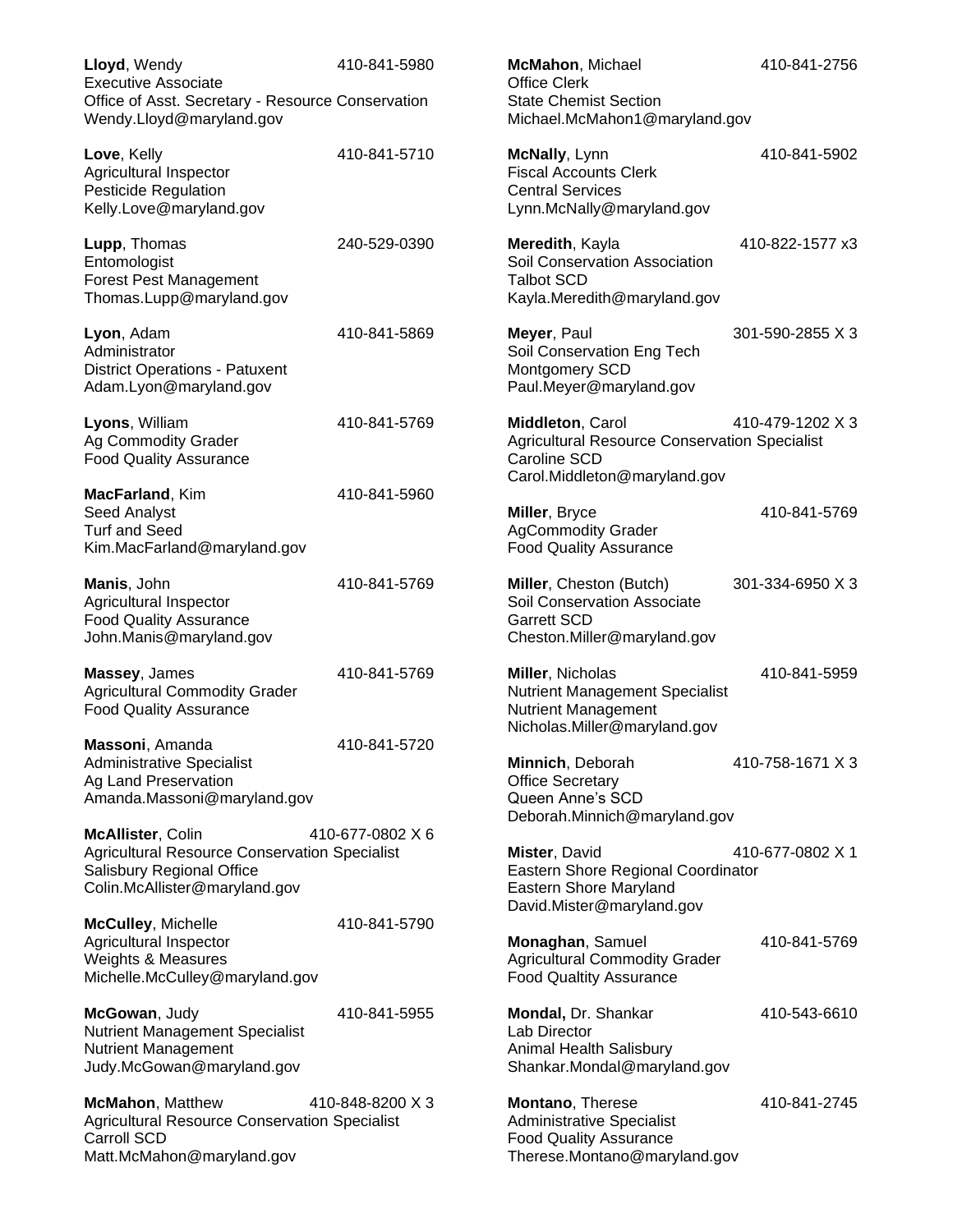**Lloyd**, Wendy 410-841-5980
Executive Associate
Office of Asst. Secretary - Resource Conservation
Wendy.Lloyd@maryland.gov

**Love**, Kelly 410-841-5710
Agricultural Inspector
Pesticide Regulation
Kelly.Love@maryland.gov

**Lupp**, Thomas 240-529-0390
Entomologist
Forest Pest Management
Thomas.Lupp@maryland.gov

**Lyon**, Adam 410-841-5869
Administrator
District Operations - Patuxent
Adam.Lyon@maryland.gov

**Lyons**, William 410-841-5769
Ag Commodity Grader
Food Quality Assurance

**MacFarland**, Kim 410-841-5960
Seed Analyst
Turf and Seed
Kim.MacFarland@maryland.gov

**Manis**, John 410-841-5769
Agricultural Inspector
Food Quality Assurance
John.Manis@maryland.gov

**Massey**, James 410-841-5769
Agricultural Commodity Grader
Food Quality Assurance

**Massoni**, Amanda 410-841-5720
Administrative Specialist
Ag Land Preservation
Amanda.Massoni@maryland.gov

**McAllister**, Colin 410-677-0802 X 6
Agricultural Resource Conservation Specialist
Salisbury Regional Office
Colin.McAllister@maryland.gov

**McCulley**, Michelle 410-841-5790
Agricultural Inspector
Weights & Measures
Michelle.McCulley@maryland.gov

**McGowan**, Judy 410-841-5955
Nutrient Management Specialist
Nutrient Management
Judy.McGowan@maryland.gov

**McMahon**, Matthew 410-848-8200 X 3
Agricultural Resource Conservation Specialist
Carroll SCD
Matt.McMahon@maryland.gov

**McMahon**, Michael 410-841-2756
Office Clerk
State Chemist Section
Michael.McMahon1@maryland.gov

**McNally**, Lynn 410-841-5902
Fiscal Accounts Clerk
Central Services
Lynn.McNally@maryland.gov

**Meredith**, Kayla 410-822-1577 x3
Soil Conservation Association
Talbot SCD
Kayla.Meredith@maryland.gov

**Meyer**, Paul 301-590-2855 X 3
Soil Conservation Eng Tech
Montgomery SCD
Paul.Meyer@maryland.gov

**Middleton**, Carol 410-479-1202 X 3
Agricultural Resource Conservation Specialist
Caroline SCD
Carol.Middleton@maryland.gov

**Miller**, Bryce 410-841-5769
AgCommodity Grader
Food Quality Assurance

**Miller**, Cheston (Butch) 301-334-6950 X 3
Soil Conservation Associate
Garrett SCD
Cheston.Miller@maryland.gov

**Miller**, Nicholas 410-841-5959
Nutrient Management Specialist
Nutrient Management
Nicholas.Miller@maryland.gov

**Minnich**, Deborah 410-758-1671 X 3
Office Secretary
Queen Anne's SCD
Deborah.Minnich@maryland.gov

**Mister**, David 410-677-0802 X 1
Eastern Shore Regional Coordinator
Eastern Shore Maryland
David.Mister@maryland.gov

**Monaghan**, Samuel 410-841-5769
Agricultural Commodity Grader
Food Qualtity Assurance

**Mondal,** Dr. Shankar 410-543-6610
Lab Director
Animal Health Salisbury
Shankar.Mondal@maryland.gov

**Montano**, Therese 410-841-2745
Administrative Specialist
Food Quality Assurance
Therese.Montano@maryland.gov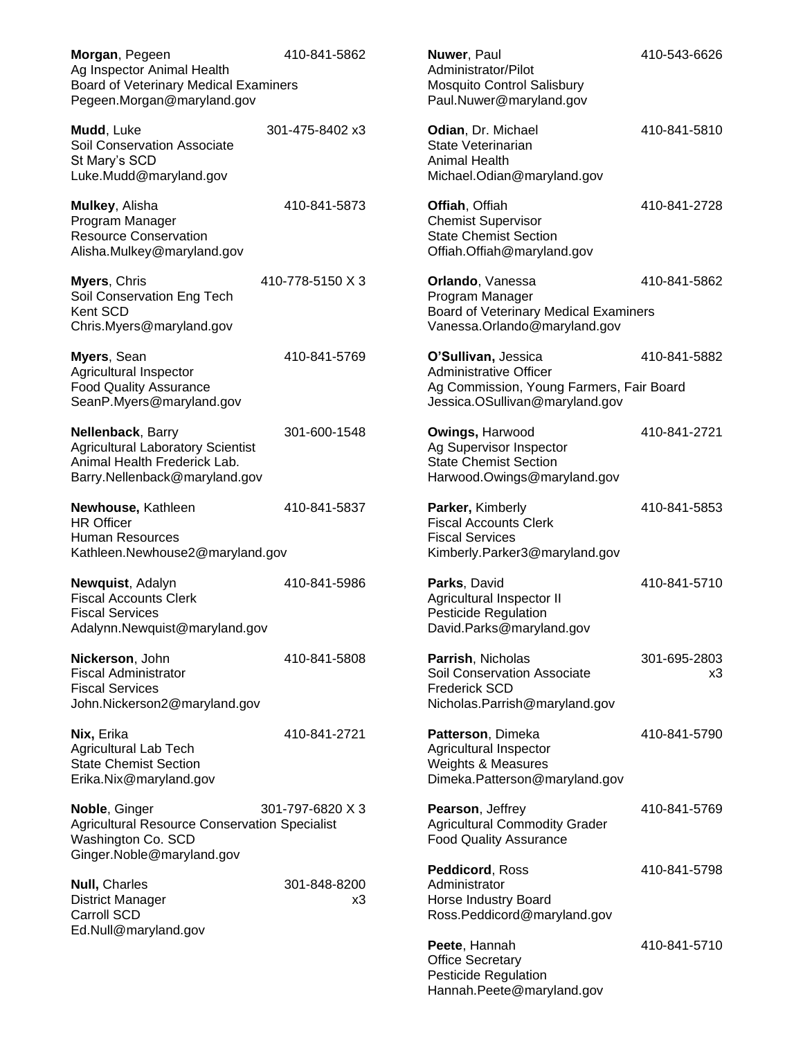**Morgan**, Pegeen 410-841-5862
Ag Inspector Animal Health
Board of Veterinary Medical Examiners
Pegeen.Morgan@maryland.gov

**Mudd**, Luke 301-475-8402 x3
Soil Conservation Associate
St Mary's SCD
Luke.Mudd@maryland.gov

**Mulkey**, Alisha 410-841-5873
Program Manager
Resource Conservation
Alisha.Mulkey@maryland.gov

**Myers**, Chris 410-778-5150 X 3
Soil Conservation Eng Tech
Kent SCD
Chris.Myers@maryland.gov

**Myers**, Sean 410-841-5769
Agricultural Inspector
Food Quality Assurance
SeanP.Myers@maryland.gov

**Nellenback**, Barry 301-600-1548
Agricultural Laboratory Scientist
Animal Health Frederick Lab.
Barry.Nellenback@maryland.gov

**Newhouse,** Kathleen 410-841-5837
HR Officer
Human Resources
Kathleen.Newhouse2@maryland.gov

**Newquist**, Adalyn 410-841-5986
Fiscal Accounts Clerk
Fiscal Services
Adalynn.Newquist@maryland.gov

**Nickerson**, John 410-841-5808
Fiscal Administrator
Fiscal Services
John.Nickerson2@maryland.gov

**Nix,** Erika 410-841-2721
Agricultural Lab Tech
State Chemist Section
Erika.Nix@maryland.gov

**Noble**, Ginger 301-797-6820 X 3
Agricultural Resource Conservation Specialist
Washington Co. SCD
Ginger.Noble@maryland.gov

**Null,** Charles 301-848-8200 x3
District Manager
Carroll SCD
Ed.Null@maryland.gov

**Nuwer**, Paul 410-543-6626
Administrator/Pilot
Mosquito Control Salisbury
Paul.Nuwer@maryland.gov

**Odian**, Dr. Michael 410-841-5810
State Veterinarian
Animal Health
Michael.Odian@maryland.gov

**Offiah**, Offiah 410-841-2728
Chemist Supervisor
State Chemist Section
Offiah.Offiah@maryland.gov

**Orlando**, Vanessa 410-841-5862
Program Manager
Board of Veterinary Medical Examiners
Vanessa.Orlando@maryland.gov

**O'Sullivan,** Jessica 410-841-5882
Administrative Officer
Ag Commission, Young Farmers, Fair Board
Jessica.OSullivan@maryland.gov

**Owings,** Harwood 410-841-2721
Ag Supervisor Inspector
State Chemist Section
Harwood.Owings@maryland.gov

**Parker,** Kimberly 410-841-5853
Fiscal Accounts Clerk
Fiscal Services
Kimberly.Parker3@maryland.gov

**Parks**, David 410-841-5710
Agricultural Inspector II
Pesticide Regulation
David.Parks@maryland.gov

**Parrish**, Nicholas 301-695-2803 x3
Soil Conservation Associate
Frederick SCD
Nicholas.Parrish@maryland.gov

**Patterson**, Dimeka 410-841-5790
Agricultural Inspector
Weights & Measures
Dimeka.Patterson@maryland.gov

**Pearson**, Jeffrey 410-841-5769
Agricultural Commodity Grader
Food Quality Assurance

**Peddicord**, Ross 410-841-5798
Administrator
Horse Industry Board
Ross.Peddicord@maryland.gov

**Peete**, Hannah 410-841-5710
Office Secretary
Pesticide Regulation
Hannah.Peete@maryland.gov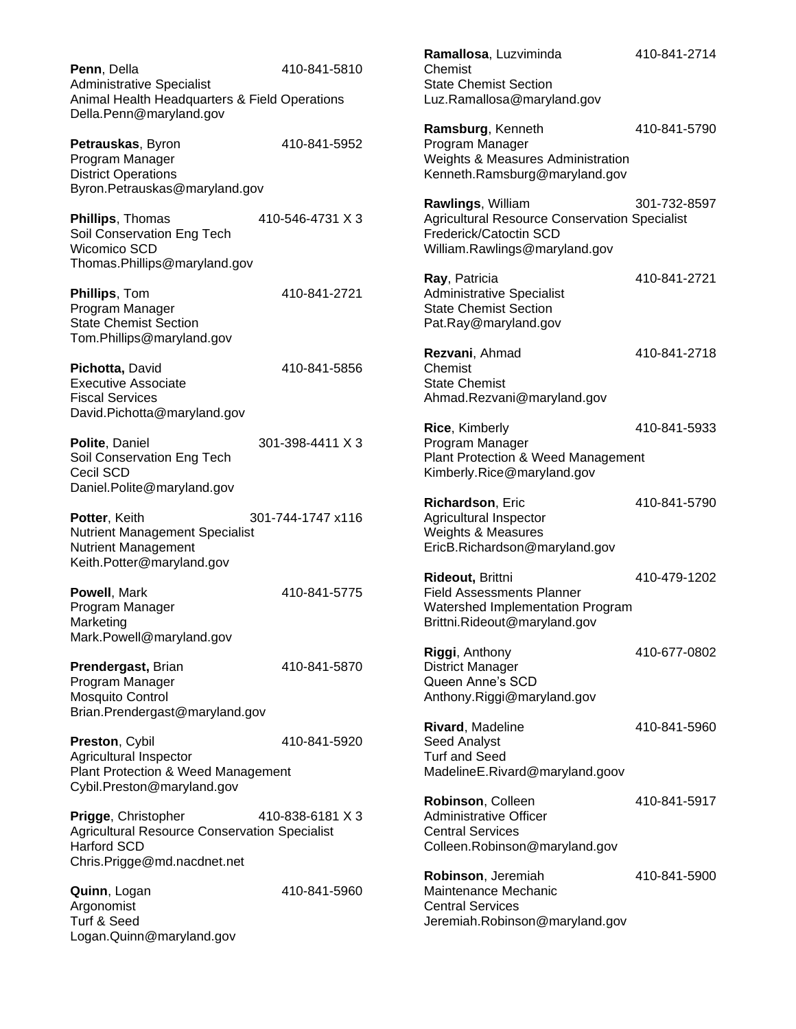**Penn**, Della 410-841-5810
Administrative Specialist
Animal Health Headquarters & Field Operations
Della.Penn@maryland.gov

**Petrauskas**, Byron 410-841-5952
Program Manager
District Operations
Byron.Petrauskas@maryland.gov

**Phillips**, Thomas 410-546-4731 X 3
Soil Conservation Eng Tech
Wicomico SCD
Thomas.Phillips@maryland.gov

**Phillips**, Tom 410-841-2721
Program Manager
State Chemist Section
Tom.Phillips@maryland.gov

**Pichotta,** David 410-841-5856
Executive Associate
Fiscal Services
David.Pichotta@maryland.gov

**Polite**, Daniel 301-398-4411 X 3
Soil Conservation Eng Tech
Cecil SCD
Daniel.Polite@maryland.gov

**Potter**, Keith 301-744-1747 x116
Nutrient Management Specialist
Nutrient Management
Keith.Potter@maryland.gov

**Powell**, Mark 410-841-5775
Program Manager
Marketing
Mark.Powell@maryland.gov

**Prendergast,** Brian 410-841-5870
Program Manager
Mosquito Control
Brian.Prendergast@maryland.gov

**Preston**, Cybil 410-841-5920
Agricultural Inspector
Plant Protection & Weed Management
Cybil.Preston@maryland.gov

**Prigge**, Christopher 410-838-6181 X 3
Agricultural Resource Conservation Specialist
Harford SCD
Chris.Prigge@md.nacdnet.net

**Quinn**, Logan 410-841-5960
Argonomist
Turf & Seed
Logan.Quinn@maryland.gov

**Ramallosa**, Luzviminda 410-841-2714
Chemist
State Chemist Section
Luz.Ramallosa@maryland.gov

**Ramsburg**, Kenneth 410-841-5790
Program Manager
Weights & Measures Administration
Kenneth.Ramsburg@maryland.gov

**Rawlings**, William 301-732-8597
Agricultural Resource Conservation Specialist
Frederick/Catoctin SCD
William.Rawlings@maryland.gov

**Ray**, Patricia 410-841-2721
Administrative Specialist
State Chemist Section
Pat.Ray@maryland.gov

**Rezvani**, Ahmad 410-841-2718
Chemist
State Chemist
Ahmad.Rezvani@maryland.gov

**Rice**, Kimberly 410-841-5933
Program Manager
Plant Protection & Weed Management
Kimberly.Rice@maryland.gov

**Richardson**, Eric 410-841-5790
Agricultural Inspector
Weights & Measures
EricB.Richardson@maryland.gov

**Rideout,** Brittni 410-479-1202
Field Assessments Planner
Watershed Implementation Program
Brittni.Rideout@maryland.gov

**Riggi**, Anthony 410-677-0802
District Manager
Queen Anne's SCD
Anthony.Riggi@maryland.gov

**Rivard**, Madeline 410-841-5960
Seed Analyst
Turf and Seed
MadelineE.Rivard@maryland.goov

**Robinson**, Colleen 410-841-5917
Administrative Officer
Central Services
Colleen.Robinson@maryland.gov

**Robinson**, Jeremiah 410-841-5900
Maintenance Mechanic
Central Services
Jeremiah.Robinson@maryland.gov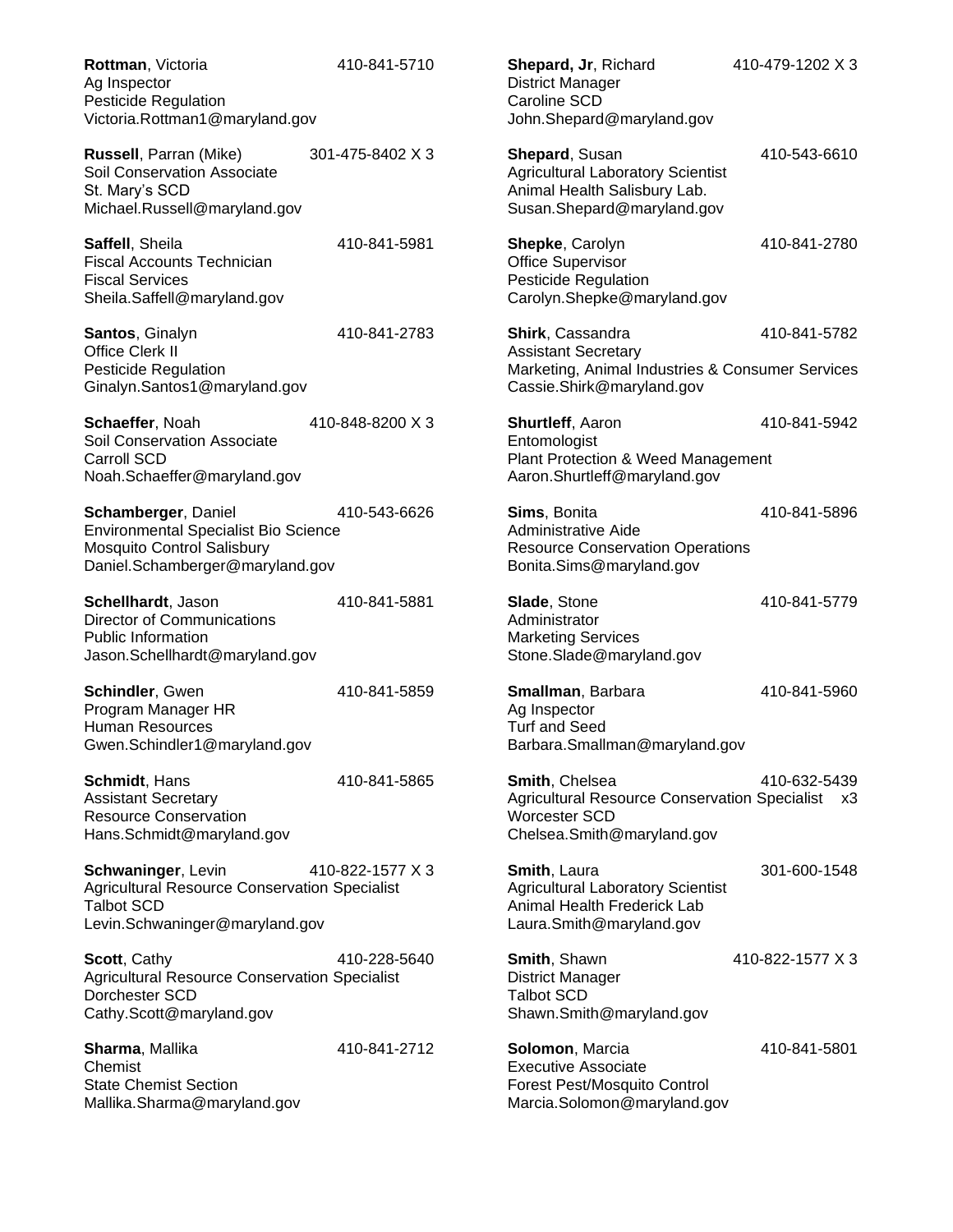**Rottman**, Victoria 410-841-5710
Ag Inspector
Pesticide Regulation
Victoria.Rottman1@maryland.gov

**Russell**, Parran (Mike) 301-475-8402 X 3
Soil Conservation Associate
St. Mary's SCD
Michael.Russell@maryland.gov

**Saffell**, Sheila 410-841-5981
Fiscal Accounts Technician
Fiscal Services
Sheila.Saffell@maryland.gov

**Santos**, Ginalyn 410-841-2783
Office Clerk II
Pesticide Regulation
Ginalyn.Santos1@maryland.gov

**Schaeffer**, Noah 410-848-8200 X 3
Soil Conservation Associate
Carroll SCD
Noah.Schaeffer@maryland.gov

**Schamberger**, Daniel 410-543-6626
Environmental Specialist Bio Science
Mosquito Control Salisbury
Daniel.Schamberger@maryland.gov

**Schellhardt**, Jason 410-841-5881
Director of Communications
Public Information
Jason.Schellhardt@maryland.gov

**Schindler**, Gwen 410-841-5859
Program Manager HR
Human Resources
Gwen.Schindler1@maryland.gov

**Schmidt**, Hans 410-841-5865
Assistant Secretary
Resource Conservation
Hans.Schmidt@maryland.gov

**Schwaninger**, Levin 410-822-1577 X 3
Agricultural Resource Conservation Specialist
Talbot SCD
Levin.Schwaninger@maryland.gov

**Scott**, Cathy 410-228-5640
Agricultural Resource Conservation Specialist
Dorchester SCD
Cathy.Scott@maryland.gov

**Sharma**, Mallika 410-841-2712
Chemist
State Chemist Section
Mallika.Sharma@maryland.gov

**Shepard, Jr**, Richard 410-479-1202 X 3
District Manager
Caroline SCD
John.Shepard@maryland.gov

**Shepard**, Susan 410-543-6610
Agricultural Laboratory Scientist
Animal Health Salisbury Lab.
Susan.Shepard@maryland.gov

**Shepke**, Carolyn 410-841-2780
Office Supervisor
Pesticide Regulation
Carolyn.Shepke@maryland.gov

**Shirk**, Cassandra 410-841-5782
Assistant Secretary
Marketing, Animal Industries & Consumer Services
Cassie.Shirk@maryland.gov

**Shurtleff**, Aaron 410-841-5942
Entomologist
Plant Protection & Weed Management
Aaron.Shurtleff@maryland.gov

**Sims**, Bonita 410-841-5896
Administrative Aide
Resource Conservation Operations
Bonita.Sims@maryland.gov

**Slade**, Stone 410-841-5779
Administrator
Marketing Services
Stone.Slade@maryland.gov

**Smallman**, Barbara 410-841-5960
Ag Inspector
Turf and Seed
Barbara.Smallman@maryland.gov

**Smith**, Chelsea 410-632-5439 x3
Agricultural Resource Conservation Specialist
Worcester SCD
Chelsea.Smith@maryland.gov

**Smith**, Laura 301-600-1548
Agricultural Laboratory Scientist
Animal Health Frederick Lab
Laura.Smith@maryland.gov

**Smith**, Shawn 410-822-1577 X 3
District Manager
Talbot SCD
Shawn.Smith@maryland.gov

**Solomon**, Marcia 410-841-5801
Executive Associate
Forest Pest/Mosquito Control
Marcia.Solomon@maryland.gov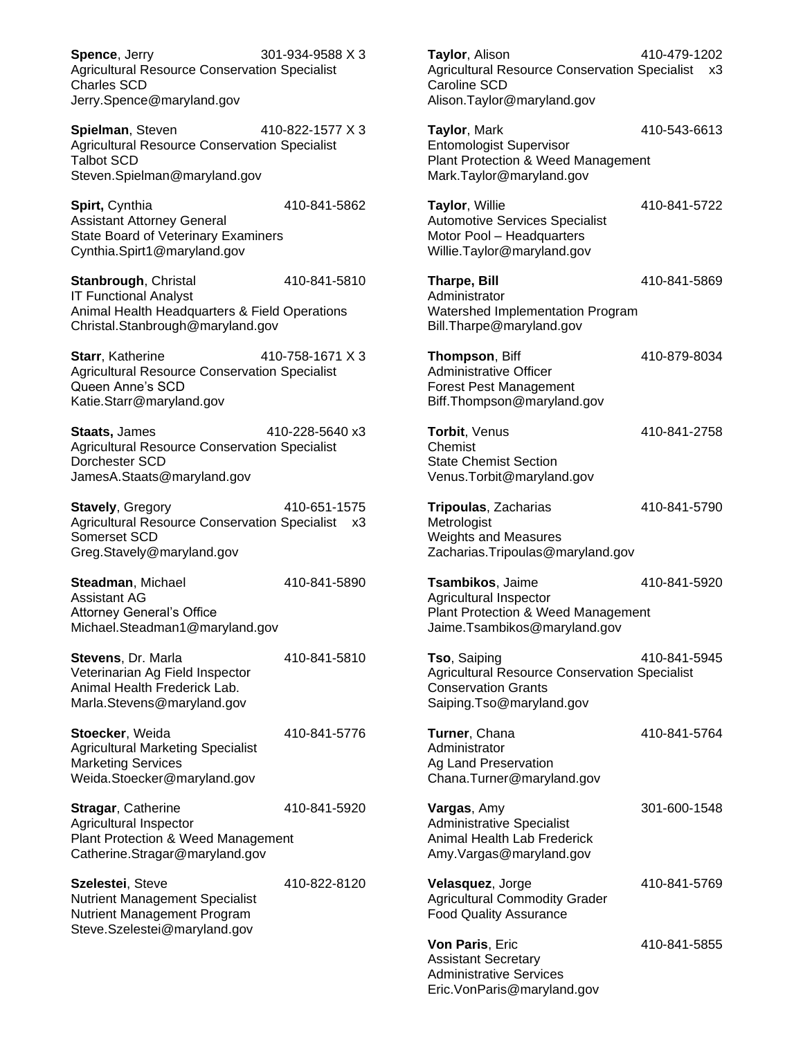**Spence**, Jerry 301-934-9588 X 3
Agricultural Resource Conservation Specialist
Charles SCD
Jerry.Spence@maryland.gov

**Spielman**, Steven 410-822-1577 X 3
Agricultural Resource Conservation Specialist
Talbot SCD
Steven.Spielman@maryland.gov

**Spirt,** Cynthia 410-841-5862
Assistant Attorney General
State Board of Veterinary Examiners
Cynthia.Spirt1@maryland.gov

**Stanbrough**, Christal 410-841-5810
IT Functional Analyst
Animal Health Headquarters & Field Operations
Christal.Stanbrough@maryland.gov

**Starr**, Katherine 410-758-1671 X 3
Agricultural Resource Conservation Specialist
Queen Anne's SCD
Katie.Starr@maryland.gov

**Staats,** James 410-228-5640 x3
Agricultural Resource Conservation Specialist
Dorchester SCD
JamesA.Staats@maryland.gov

**Stavely**, Gregory 410-651-1575
Agricultural Resource Conservation Specialist x3
Somerset SCD
Greg.Stavely@maryland.gov

**Steadman**, Michael 410-841-5890
Assistant AG
Attorney General's Office
Michael.Steadman1@maryland.gov

**Stevens**, Dr. Marla 410-841-5810
Veterinarian Ag Field Inspector
Animal Health Frederick Lab.
Marla.Stevens@maryland.gov

**Stoecker**, Weida 410-841-5776
Agricultural Marketing Specialist
Marketing Services
Weida.Stoecker@maryland.gov

**Stragar**, Catherine 410-841-5920
Agricultural Inspector
Plant Protection & Weed Management
Catherine.Stragar@maryland.gov

**Szelestei**, Steve 410-822-8120
Nutrient Management Specialist
Nutrient Management Program
Steve.Szelestei@maryland.gov

**Taylor**, Alison 410-479-1202
Agricultural Resource Conservation Specialist x3
Caroline SCD
Alison.Taylor@maryland.gov

**Taylor**, Mark 410-543-6613
Entomologist Supervisor
Plant Protection & Weed Management
Mark.Taylor@maryland.gov

**Taylor**, Willie 410-841-5722
Automotive Services Specialist
Motor Pool – Headquarters
Willie.Taylor@maryland.gov

**Tharpe, Bill** 410-841-5869
Administrator
Watershed Implementation Program
Bill.Tharpe@maryland.gov

**Thompson**, Biff 410-879-8034
Administrative Officer
Forest Pest Management
Biff.Thompson@maryland.gov

**Torbit**, Venus 410-841-2758
Chemist
State Chemist Section
Venus.Torbit@maryland.gov

**Tripoulas**, Zacharias 410-841-5790
Metrologist
Weights and Measures
Zacharias.Tripoulas@maryland.gov

**Tsambikos**, Jaime 410-841-5920
Agricultural Inspector
Plant Protection & Weed Management
Jaime.Tsambikos@maryland.gov

**Tso**, Saiping 410-841-5945
Agricultural Resource Conservation Specialist
Conservation Grants
Saiping.Tso@maryland.gov

**Turner**, Chana 410-841-5764
Administrator
Ag Land Preservation
Chana.Turner@maryland.gov

**Vargas**, Amy 301-600-1548
Administrative Specialist
Animal Health Lab Frederick
Amy.Vargas@maryland.gov

**Velasquez**, Jorge 410-841-5769
Agricultural Commodity Grader
Food Quality Assurance

**Von Paris**, Eric 410-841-5855
Assistant Secretary
Administrative Services
Eric.VonParis@maryland.gov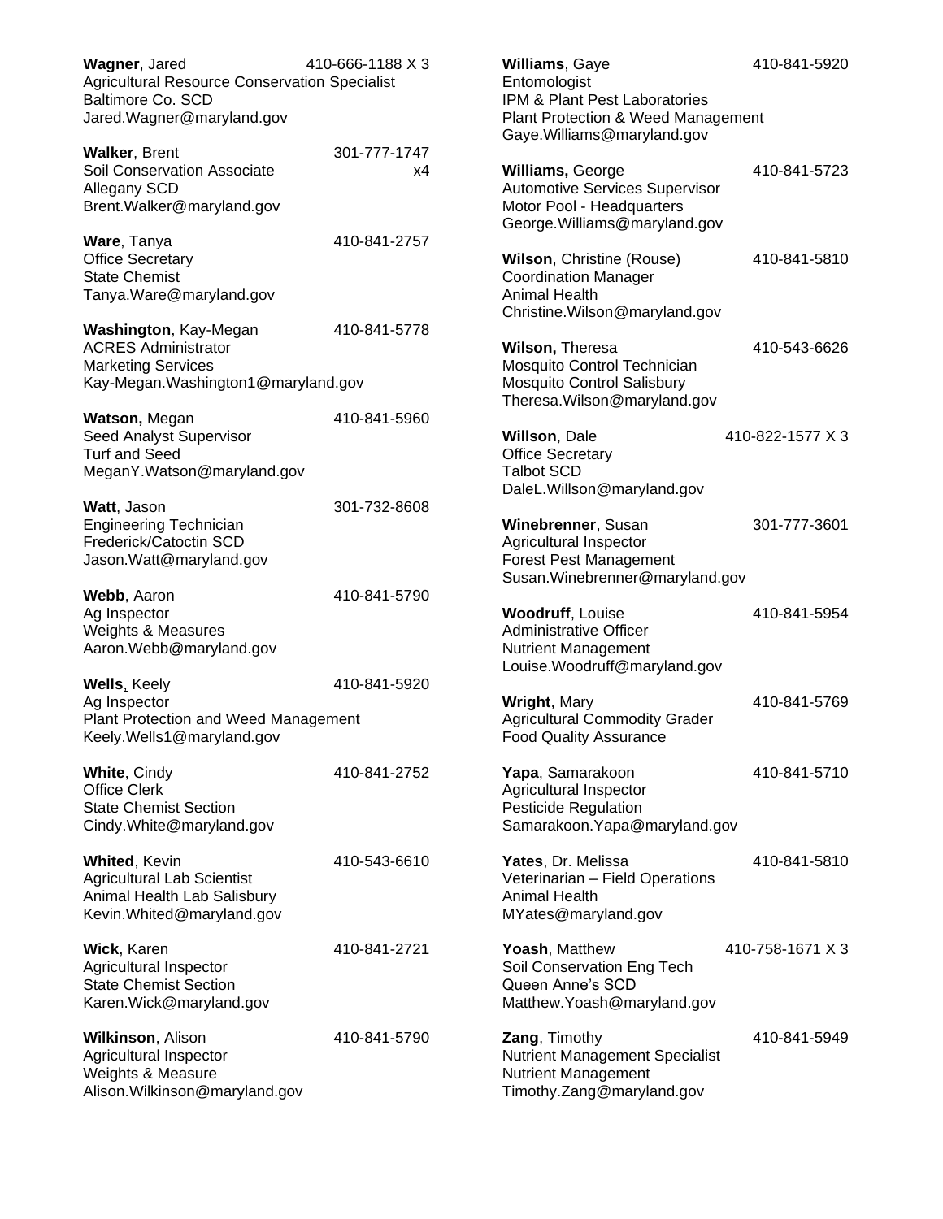**Wagner**, Jared 410-666-1188 X 3
Agricultural Resource Conservation Specialist
Baltimore Co. SCD
Jared.Wagner@maryland.gov

**Walker**, Brent 301-777-1747 x4
Soil Conservation Associate
Allegany SCD
Brent.Walker@maryland.gov

**Ware**, Tanya 410-841-2757
Office Secretary
State Chemist
Tanya.Ware@maryland.gov

**Washington**, Kay-Megan 410-841-5778
ACRES Administrator
Marketing Services
Kay-Megan.Washington1@maryland.gov

**Watson,** Megan 410-841-5960
Seed Analyst Supervisor
Turf and Seed
MeganY.Watson@maryland.gov

**Watt**, Jason 301-732-8608
Engineering Technician
Frederick/Catoctin SCD
Jason.Watt@maryland.gov

**Webb**, Aaron 410-841-5790
Ag Inspector
Weights & Measures
Aaron.Webb@maryland.gov

**Wells**, Keely 410-841-5920
Ag Inspector
Plant Protection and Weed Management
Keely.Wells1@maryland.gov

**White**, Cindy 410-841-2752
Office Clerk
State Chemist Section
Cindy.White@maryland.gov

**Whited**, Kevin 410-543-6610
Agricultural Lab Scientist
Animal Health Lab Salisbury
Kevin.Whited@maryland.gov

**Wick**, Karen 410-841-2721
Agricultural Inspector
State Chemist Section
Karen.Wick@maryland.gov

**Wilkinson**, Alison 410-841-5790
Agricultural Inspector
Weights & Measure
Alison.Wilkinson@maryland.gov

**Williams**, Gaye 410-841-5920
Entomologist
IPM & Plant Pest Laboratories
Plant Protection & Weed Management
Gaye.Williams@maryland.gov

**Williams,** George 410-841-5723
Automotive Services Supervisor
Motor Pool - Headquarters
George.Williams@maryland.gov

**Wilson**, Christine (Rouse) 410-841-5810
Coordination Manager
Animal Health
Christine.Wilson@maryland.gov

**Wilson,** Theresa 410-543-6626
Mosquito Control Technician
Mosquito Control Salisbury
Theresa.Wilson@maryland.gov

**Willson**, Dale 410-822-1577 X 3
Office Secretary
Talbot SCD
DaleL.Willson@maryland.gov

**Winebrenner**, Susan 301-777-3601
Agricultural Inspector
Forest Pest Management
Susan.Winebrenner@maryland.gov

**Woodruff**, Louise 410-841-5954
Administrative Officer
Nutrient Management
Louise.Woodruff@maryland.gov

**Wright**, Mary 410-841-5769
Agricultural Commodity Grader
Food Quality Assurance

**Yapa**, Samarakoon 410-841-5710
Agricultural Inspector
Pesticide Regulation
Samarakoon.Yapa@maryland.gov

**Yates**, Dr. Melissa 410-841-5810
Veterinarian – Field Operations
Animal Health
MYates@maryland.gov

**Yoash**, Matthew 410-758-1671 X 3
Soil Conservation Eng Tech
Queen Anne's SCD
Matthew.Yoash@maryland.gov

**Zang**, Timothy 410-841-5949
Nutrient Management Specialist
Nutrient Management
Timothy.Zang@maryland.gov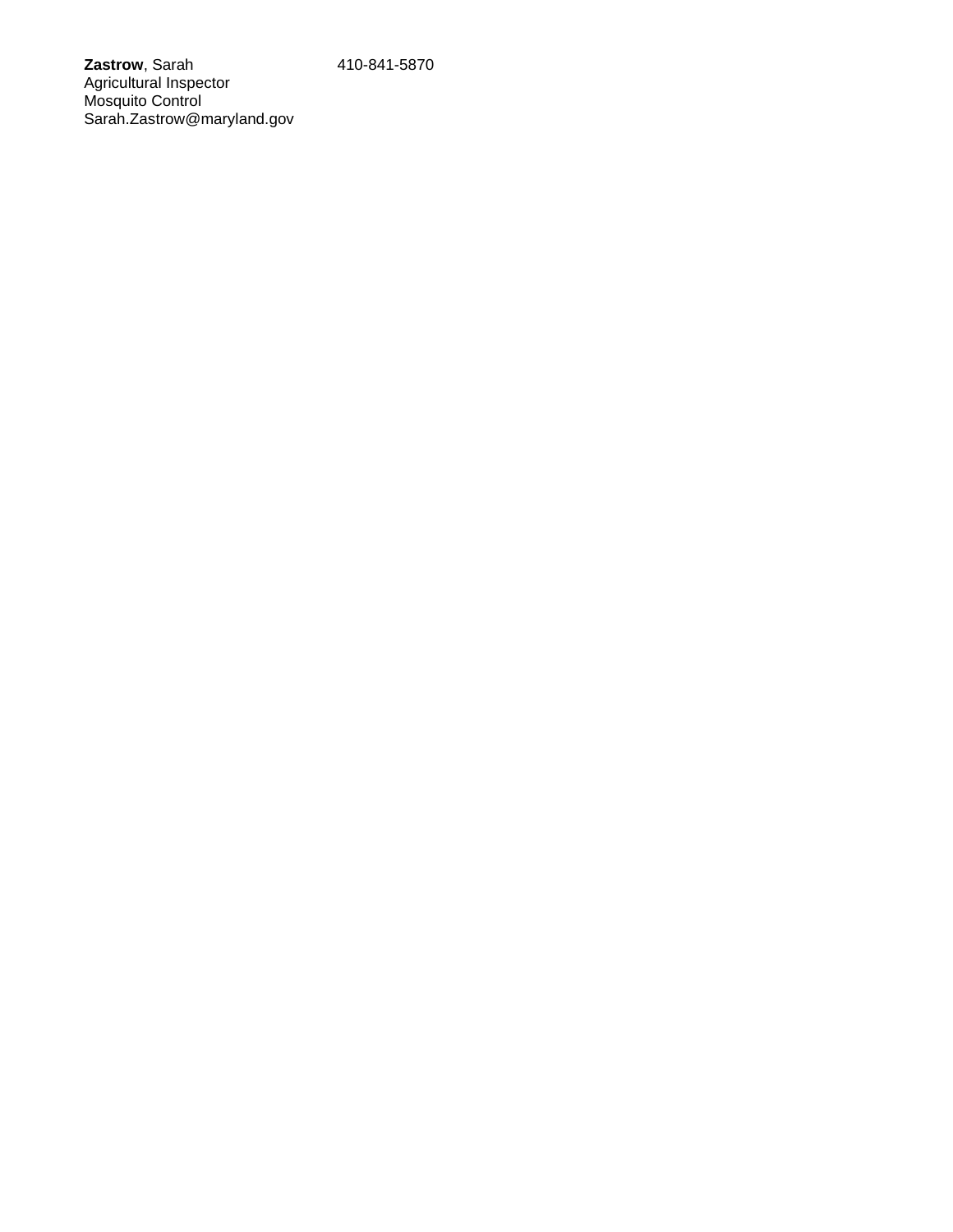**Zastrow**, Sarah 410-841-5870
Agricultural Inspector
Mosquito Control
Sarah.Zastrow@maryland.gov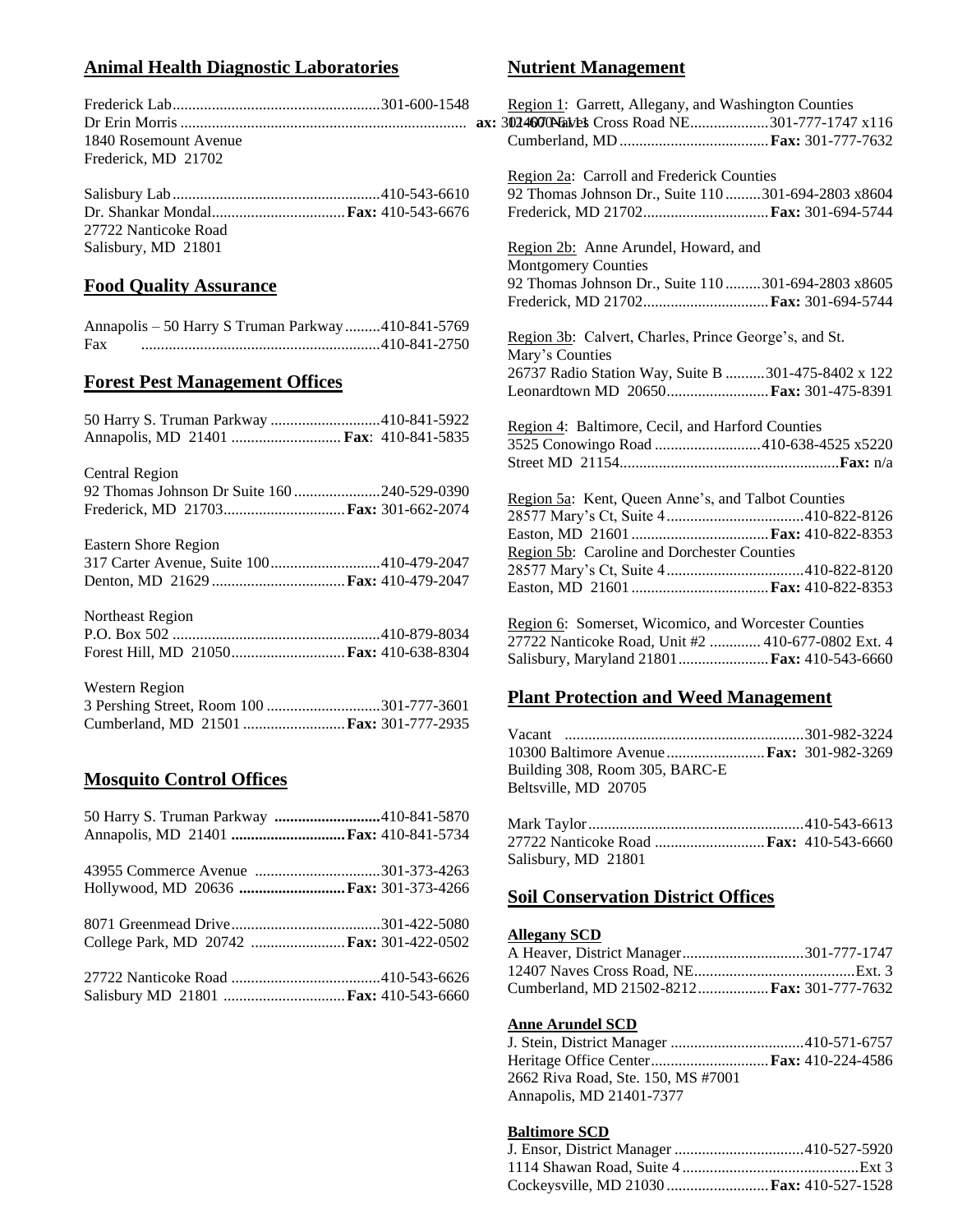## Animal Health Diagnostic Laboratories

Frederick Lab....................................................301-600-1548
Dr Erin Morris ........................................................................ ax: 301-600-6611
1840 Rosemount Avenue
Frederick, MD 21702

Salisbury Lab....................................................410-543-6610
Dr. Shankar Mondal.................................**Fax:** 410-543-6676
27722 Nanticoke Road
Salisbury, MD 21801

## Food Quality Assurance

Annapolis – 50 Harry S Truman Parkway.........410-841-5769
Fax ............................................................410-841-2750

## Forest Pest Management Offices

50 Harry S. Truman Parkway ............................410-841-5922
Annapolis, MD 21401 ............................ **Fax**: 410-841-5835

Central Region
92 Thomas Johnson Dr Suite 160......................240-529-0390
Frederick, MD 21703...............................**Fax:** 301-662-2074

Eastern Shore Region
317 Carter Avenue, Suite 100............................410-479-2047
Denton, MD 21629.................................**Fax:** 410-479-2047

Northeast Region
P.O. Box 502 ....................................................410-879-8034
Forest Hill, MD 21050............................**Fax:** 410-638-8304

Western Region
3 Pershing Street, Room 100 .............................301-777-3601
Cumberland, MD 21501 ..........................**Fax:** 301-777-2935

## Mosquito Control Offices

50 Harry S. Truman Parkway ...........................410-841-5870
Annapolis, MD 21401 ............................**Fax:** 410-841-5734

43955 Commerce Avenue ................................301-373-4263
Hollywood, MD 20636 ...........................**Fax:** 301-373-4266

8071 Greenmead Drive......................................301-422-5080
College Park, MD 20742 ........................**Fax:** 301-422-0502

27722 Nanticoke Road ......................................410-543-6626
Salisbury MD 21801 ..............................**Fax:** 410-543-6660

## Nutrient Management

Region 1: Garrett, Allegany, and Washington Counties
12407 Naves Cross Road NE....................301-777-1747 x116
Cumberland, MD......................................**Fax:** 301-777-7632

Region 2a: Carroll and Frederick Counties
92 Thomas Johnson Dr., Suite 110.........301-694-2803 x8604
Frederick, MD 21702................................**Fax:** 301-694-5744

Region 2b: Anne Arundel, Howard, and Montgomery Counties
92 Thomas Johnson Dr., Suite 110.........301-694-2803 x8605
Frederick, MD 21702................................**Fax:** 301-694-5744

Region 3b: Calvert, Charles, Prince George's, and St. Mary's Counties
26737 Radio Station Way, Suite B ..........301-475-8402 x 122
Leonardtown MD 20650..........................**Fax:** 301-475-8391

Region 4: Baltimore, Cecil, and Harford Counties
3525 Conowingo Road ...........................410-638-4525 x5220
Street MD 21154.......................................................**Fax:** n/a

Region 5a: Kent, Queen Anne's, and Talbot Counties
28577 Mary's Ct, Suite 4...................................410-822-8126
Easton, MD 21601...................................**Fax:** 410-822-8353

Region 5b: Caroline and Dorchester Counties
28577 Mary's Ct, Suite 4...................................410-822-8120
Easton, MD 21601...................................**Fax:** 410-822-8353

Region 6: Somerset, Wicomico, and Worcester Counties
27722 Nanticoke Road, Unit #2 ............. 410-677-0802 Ext. 4
Salisbury, Maryland 21801.......................**Fax:** 410-543-6660

## Plant Protection and Weed Management

Vacant .............................................................301-982-3224
10300 Baltimore Avenue.........................**Fax:** 301-982-3269
Building 308, Room 305, BARC-E
Beltsville, MD 20705

Mark Taylor.......................................................410-543-6613
27722 Nanticoke Road ............................**Fax:** 410-543-6660
Salisbury, MD 21801

## Soil Conservation District Offices

**Allegany SCD**
A Heaver, District Manager...............................301-777-1747
12407 Naves Cross Road, NE.........................................Ext. 3
Cumberland, MD 21502-8212.................**Fax:** 301-777-7632

**Anne Arundel SCD**
J. Stein, District Manager ..................................410-571-6757
Heritage Office Center..............................**Fax:** 410-224-4586
2662 Riva Road, Ste. 150, MS #7001
Annapolis, MD 21401-7377

**Baltimore SCD**
J. Ensor, District Manager .................................410-527-5920
1114 Shawan Road, Suite 4.............................................Ext 3
Cockeysville, MD 21030..........................**Fax:** 410-527-1528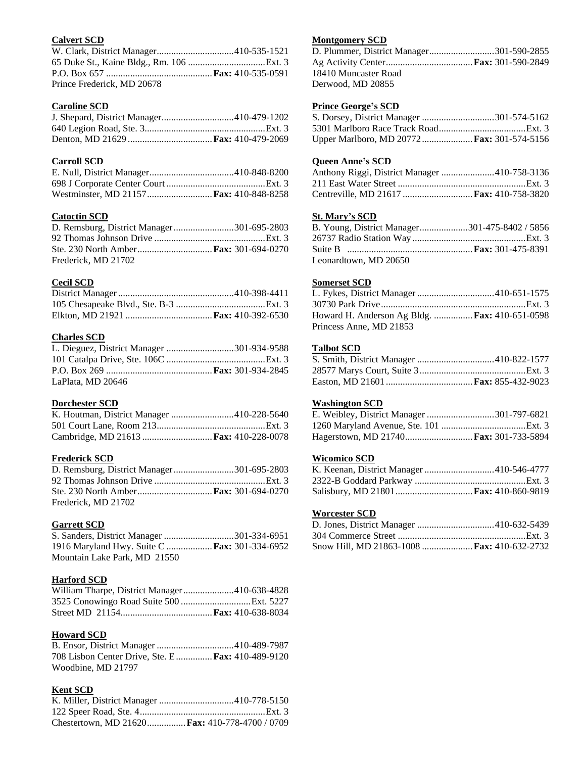**Calvert SCD**

W. Clark, District Manager................................410-535-1521
65 Duke St., Kaine Bldg., Rm. 106 ................................Ext. 3
P.O. Box 657 ............................................**Fax:** 410-535-0591
Prince Frederick, MD 20678

**Caroline SCD**

J. Shepard, District Manager..............................410-479-1202
640 Legion Road, Ste. 3..................................................Ext. 3
Denton, MD 21629 ...................................**Fax:** 410-479-2069

**Carroll SCD**

E. Null, District Manager...................................410-848-8200
698 J Corporate Center Court .........................................Ext. 3
Westminster, MD 21157...........................**Fax:** 410-848-8258

**Catoctin SCD**

D. Remsburg, District Manager.........................301-695-2803
92 Thomas Johnson Drive ..............................................Ext. 3
Ste. 230 North Amber...............................**Fax:** 301-694-0270
Frederick, MD 21702

**Cecil SCD**

District Manager ................................................410-398-4411
105 Chesapeake Blvd., Ste. B-3 .....................................Ext. 3
Elkton, MD 21921 ....................................**Fax:** 410-392-6530

**Charles SCD**

L. Dieguez, District Manager ............................301-934-9588
101 Catalpa Drive, Ste. 106C .........................................Ext. 3
P.O. Box 269 ............................................**Fax:** 301-934-2845
LaPlata, MD 20646

**Dorchester SCD**

K. Houtman, District Manager ..........................410-228-5640
501 Court Lane, Room 213.............................................Ext. 3
Cambridge, MD 21613 .............................**Fax:** 410-228-0078

**Frederick SCD**

D. Remsburg, District Manager.........................301-695-2803
92 Thomas Johnson Drive ..............................................Ext. 3
Ste. 230 North Amber...............................**Fax:** 301-694-0270
Frederick, MD 21702

**Garrett SCD**

S. Sanders, District Manager .............................301-334-6951
1916 Maryland Hwy. Suite C ...................**Fax:** 301-334-6952
Mountain Lake Park, MD 21550

**Harford SCD**

William Tharpe, District Manager.....................410-638-4828
3525 Conowingo Road Suite 500 .............................Ext. 5227
Street MD 21154......................................**Fax:** 410-638-8034

**Howard SCD**

B. Ensor, District Manager ................................410-489-7987
708 Lisbon Center Drive, Ste. E ...............**Fax:** 410-489-9120
Woodbine, MD 21797

**Kent SCD**

K. Miller, District Manager ...............................410-778-5150
122 Speer Road, Ste. 4....................................................Ext. 3
Chestertown, MD 21620................**Fax:** 410-778-4700 / 0709

**Montgomery SCD**

D. Plummer, District Manager...........................301-590-2855
Ag Activity Center....................................**Fax:** 301-590-2849
18410 Muncaster Road
Derwood, MD 20855

**Prince George's SCD**

S. Dorsey, District Manager ..............................301-574-5162
5301 Marlboro Race Track Road....................................Ext. 3
Upper Marlboro, MD 20772.....................**Fax:** 301-574-5156

**Queen Anne's SCD**

Anthony Riggi, District Manager ......................410-758-3136
211 East Water Street .....................................................Ext. 3
Centreville, MD 21617 .............................**Fax:** 410-758-3820

**St. Mary's SCD**

B. Young, District Manager....................301-475-8402 / 5856
26737 Radio Station Way ...............................................Ext. 3
Suite B ....................................................**Fax:** 301-475-8391
Leonardtown, MD 20650

**Somerset SCD**

L. Fykes, District Manager ................................410-651-1575
30730 Park Drive............................................................Ext. 3
Howard H. Anderson Ag Bldg. ................**Fax:** 410-651-0598
Princess Anne, MD 21853

**Talbot SCD**

S. Smith, District Manager ................................410-822-1577
28577 Marys Court, Suite 3............................................Ext. 3
Easton, MD 21601 ....................................**Fax:** 855-432-9023

**Washington SCD**

E. Weibley, District Manager ............................301-797-6821
1260 Maryland Avenue, Ste. 101 ...................................Ext. 3
Hagerstown, MD 21740............................**Fax:** 301-733-5894

**Wicomico SCD**

K. Keenan, District Manager .............................410-546-4777
2322-B Goddard Parkway ..............................................Ext. 3
Salisbury, MD 21801................................**Fax:** 410-860-9819

**Worcester SCD**

D. Jones, District Manager ................................410-632-5439
304 Commerce Street .....................................................Ext. 3
Snow Hill, MD 21863-1008 .....................**Fax:** 410-632-2732